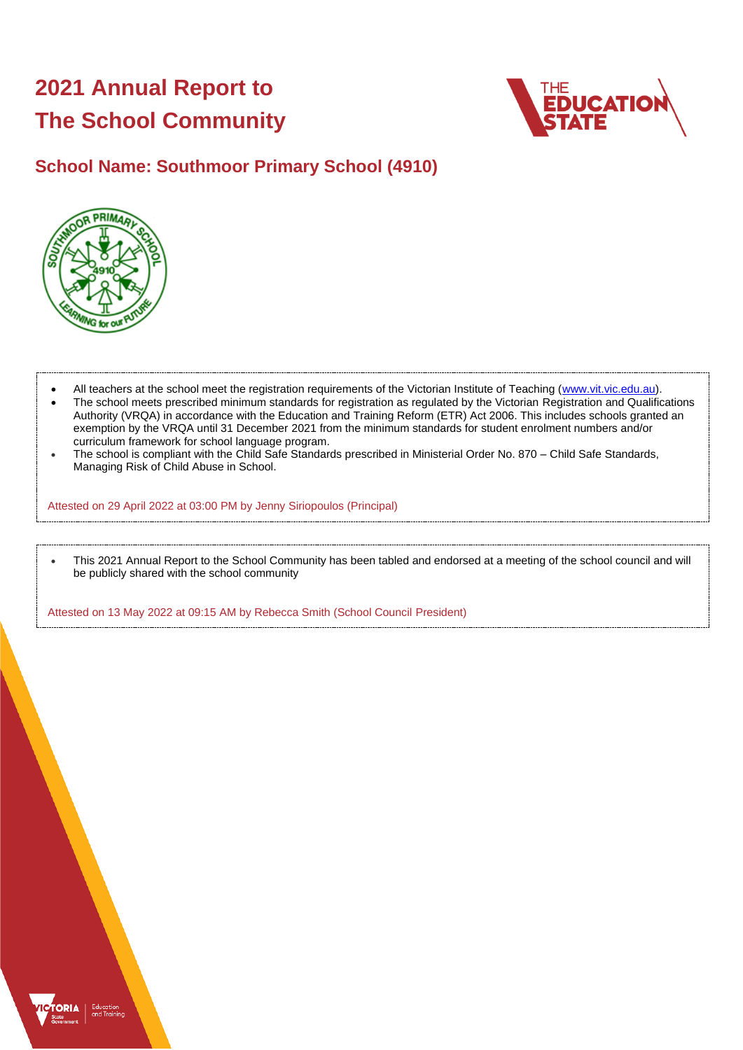# 2021 Annual Report to The School Community

## School Name: Southmoor Primary School (4910)

- All teachers at the school meet the registration requirements of the Victorian Institute of Teaching (www.vit.vic.edu.au).
- The school meets prescribed minimum standards for registration as regulated by the Victorian Registration and Qualifications Authority (VRQA) in accordance with the Education and Training Reform (ETR) Act 2006. This includes schools granted an exemption by the VRQA until 31 December 2021 from the minimum standards for student enrolment numbers and/or curriculum framework for school language program.
- The school is compliant with the Child Safe Standards prescribed in Ministerial Order No. 870 – Child Safe Standards, Managing Risk of Child Abuse in School.

Attested on 29 April 2022 at 03:00 PM by Jenny Siriopoulos (Principal)

- This 2021 Annual Report to the School Community has been tabled and endorsed at a meeting of the school council and will be publicly shared with the school community

Attested on 13 May 2022 at 09:15 AM by Rebecca Smith (School Council President)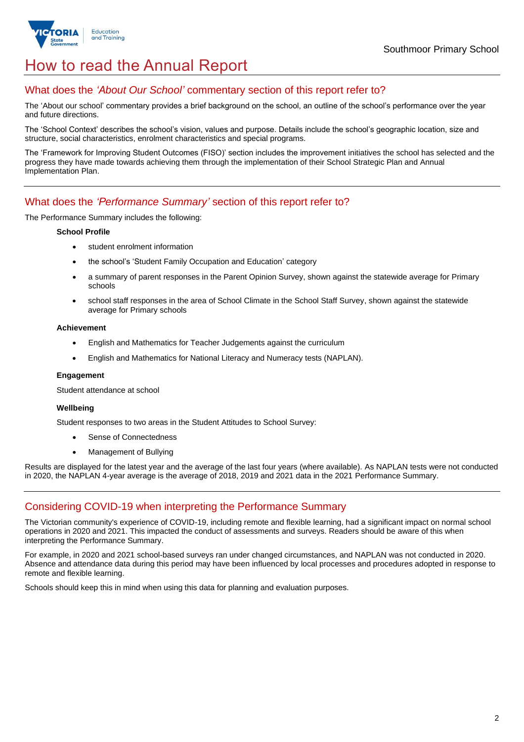# How to read the Annual Report

## What does the *'About Our School'* commentary section of this report refer to?

The 'About our school' commentary provides a brief background on the school, an outline of the school's performance over the year and future directions.

The 'School Context' describes the school's vision, values and purpose. Details include the school's geographic location, size and structure, social characteristics, enrolment characteristics and special programs.

The 'Framework for Improving Student Outcomes (FISO)' section includes the improvement initiatives the school has selected and the progress they have made towards achieving them through the implementation of their School Strategic Plan and Annual Implementation Plan.

## What does the *'Performance Summary'* section of this report refer to?

The Performance Summary includes the following:

**School Profile**

- student enrolment information
- the school's 'Student Family Occupation and Education' category
- a summary of parent responses in the Parent Opinion Survey, shown against the statewide average for Primary schools
- school staff responses in the area of School Climate in the School Staff Survey, shown against the statewide average for Primary schools

**Achievement**

- English and Mathematics for Teacher Judgements against the curriculum
- English and Mathematics for National Literacy and Numeracy tests (NAPLAN).

**Engagement**

Student attendance at school

**Wellbeing**

Student responses to two areas in the Student Attitudes to School Survey:

- Sense of Connectedness
- Management of Bullying

Results are displayed for the latest year and the average of the last four years (where available). As NAPLAN tests were not conducted in 2020, the NAPLAN 4-year average is the average of 2018, 2019 and 2021 data in the 2021 Performance Summary.

## Considering COVID-19 when interpreting the Performance Summary

The Victorian community's experience of COVID-19, including remote and flexible learning, had a significant impact on normal school operations in 2020 and 2021. This impacted the conduct of assessments and surveys. Readers should be aware of this when interpreting the Performance Summary.

For example, in 2020 and 2021 school-based surveys ran under changed circumstances, and NAPLAN was not conducted in 2020. Absence and attendance data during this period may have been influenced by local processes and procedures adopted in response to remote and flexible learning.

Schools should keep this in mind when using this data for planning and evaluation purposes.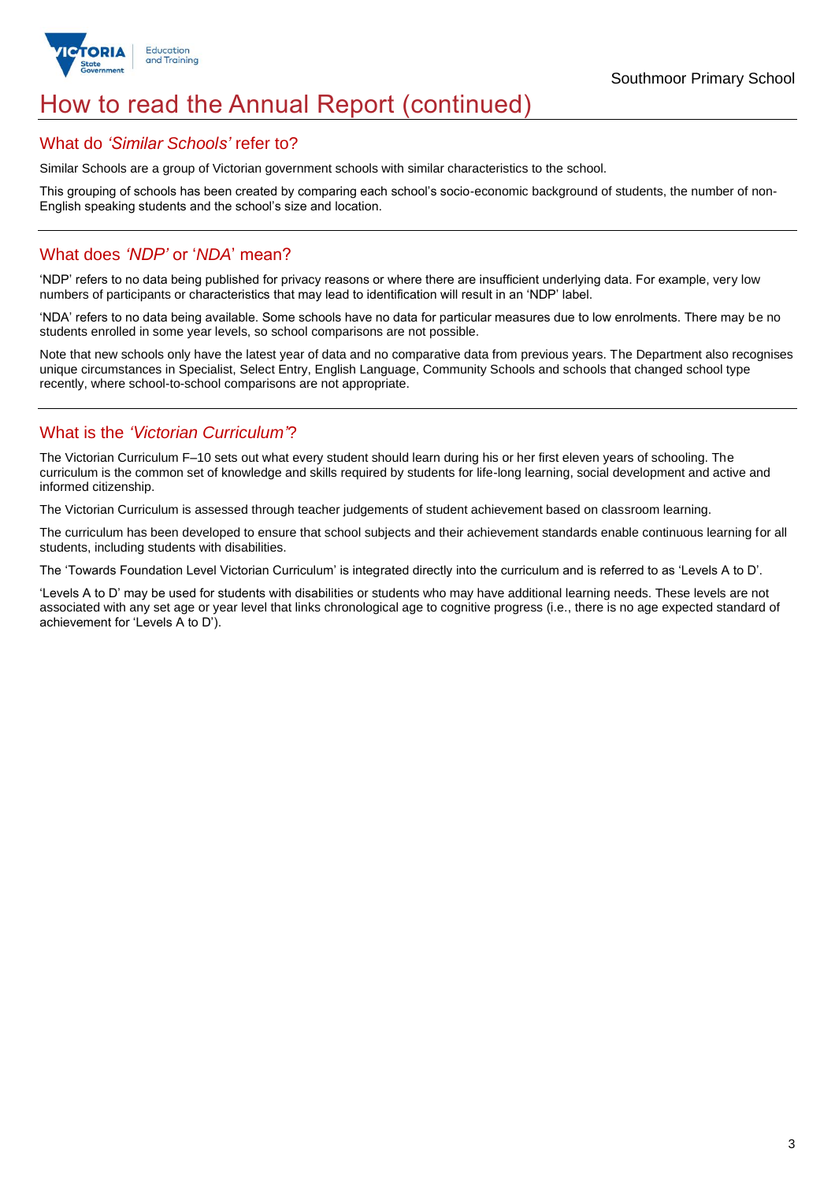# How to read the Annual Report (continued)

## What do *'Similar Schools'* refer to?

Similar Schools are a group of Victorian government schools with similar characteristics to the school.

This grouping of schools has been created by comparing each school's socio-economic background of students, the number of non-English speaking students and the school's size and location.

## What does *'NDP'* or '*NDA*' mean?

'NDP' refers to no data being published for privacy reasons or where there are insufficient underlying data. For example, very low numbers of participants or characteristics that may lead to identification will result in an 'NDP' label.

'NDA' refers to no data being available. Some schools have no data for particular measures due to low enrolments. There may be no students enrolled in some year levels, so school comparisons are not possible.

Note that new schools only have the latest year of data and no comparative data from previous years. The Department also recognises unique circumstances in Specialist, Select Entry, English Language, Community Schools and schools that changed school type recently, where school-to-school comparisons are not appropriate.

## What is the *'Victorian Curriculum'*?

The Victorian Curriculum F–10 sets out what every student should learn during his or her first eleven years of schooling. The curriculum is the common set of knowledge and skills required by students for life-long learning, social development and active and informed citizenship.

The Victorian Curriculum is assessed through teacher judgements of student achievement based on classroom learning.

The curriculum has been developed to ensure that school subjects and their achievement standards enable continuous learning for all students, including students with disabilities.

The 'Towards Foundation Level Victorian Curriculum' is integrated directly into the curriculum and is referred to as 'Levels A to D'.

'Levels A to D' may be used for students with disabilities or students who may have additional learning needs. These levels are not associated with any set age or year level that links chronological age to cognitive progress (i.e., there is no age expected standard of achievement for 'Levels A to D').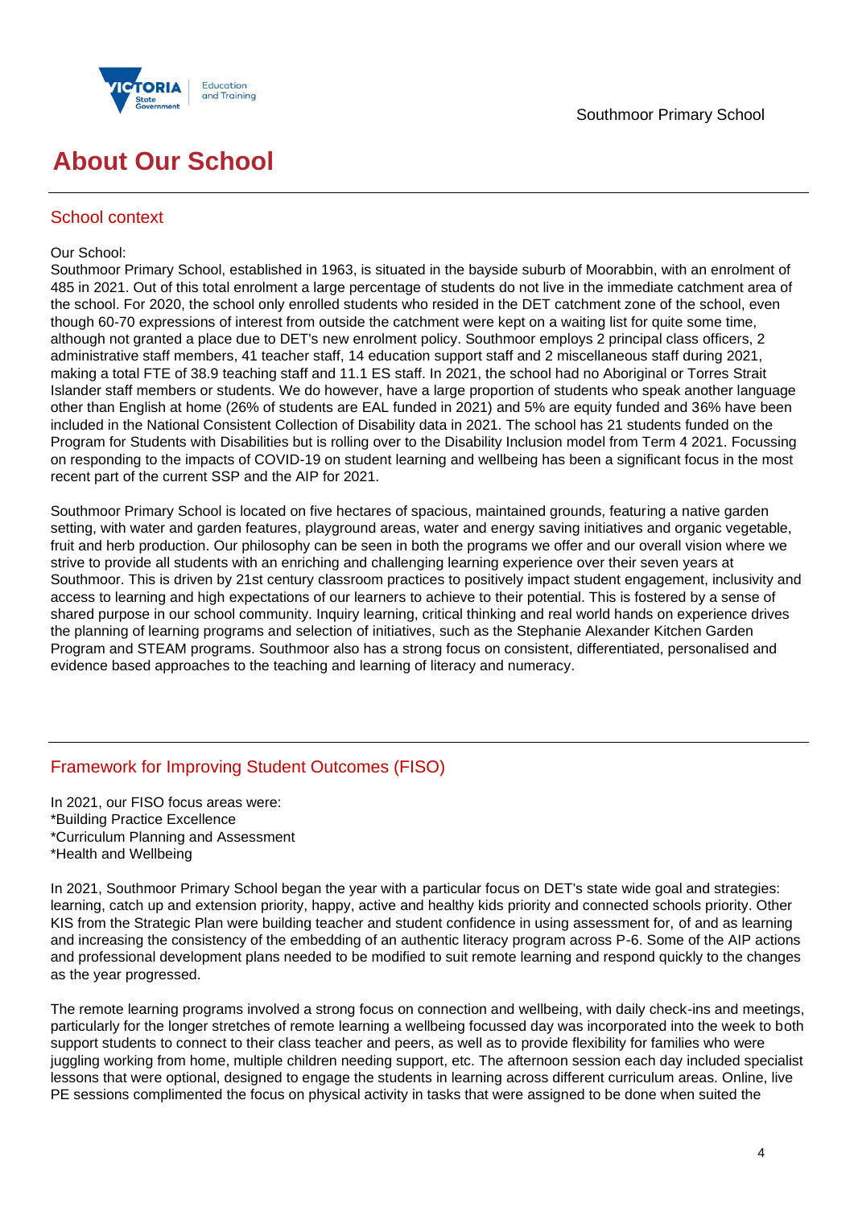# About Our School

## School context

Our School:
Southmoor Primary School, established in 1963, is situated in the bayside suburb of Moorabbin, with an enrolment of 485 in 2021. Out of this total enrolment a large percentage of students do not live in the immediate catchment area of the school. For 2020, the school only enrolled students who resided in the DET catchment zone of the school, even though 60-70 expressions of interest from outside the catchment were kept on a waiting list for quite some time, although not granted a place due to DET's new enrolment policy. Southmoor employs 2 principal class officers, 2 administrative staff members, 41 teacher staff, 14 education support staff and 2 miscellaneous staff during 2021, making a total FTE of 38.9 teaching staff and 11.1 ES staff. In 2021, the school had no Aboriginal or Torres Strait Islander staff members or students. We do however, have a large proportion of students who speak another language other than English at home (26% of students are EAL funded in 2021) and 5% are equity funded and 36% have been included in the National Consistent Collection of Disability data in 2021. The school has 21 students funded on the Program for Students with Disabilities but is rolling over to the Disability Inclusion model from Term 4 2021. Focussing on responding to the impacts of COVID-19 on student learning and wellbeing has been a significant focus in the most recent part of the current SSP and the AIP for 2021.

Southmoor Primary School is located on five hectares of spacious, maintained grounds, featuring a native garden setting, with water and garden features, playground areas, water and energy saving initiatives and organic vegetable, fruit and herb production. Our philosophy can be seen in both the programs we offer and our overall vision where we strive to provide all students with an enriching and challenging learning experience over their seven years at Southmoor. This is driven by 21st century classroom practices to positively impact student engagement, inclusivity and access to learning and high expectations of our learners to achieve to their potential. This is fostered by a sense of shared purpose in our school community. Inquiry learning, critical thinking and real world hands on experience drives the planning of learning programs and selection of initiatives, such as the Stephanie Alexander Kitchen Garden Program and STEAM programs. Southmoor also has a strong focus on consistent, differentiated, personalised and evidence based approaches to the teaching and learning of literacy and numeracy.

## Framework for Improving Student Outcomes (FISO)

In 2021, our FISO focus areas were:
*Building Practice Excellence
*Curriculum Planning and Assessment
*Health and Wellbeing

In 2021, Southmoor Primary School began the year with a particular focus on DET's state wide goal and strategies: learning, catch up and extension priority, happy, active and healthy kids priority and connected schools priority. Other KIS from the Strategic Plan were building teacher and student confidence in using assessment for, of and as learning and increasing the consistency of the embedding of an authentic literacy program across P-6. Some of the AIP actions and professional development plans needed to be modified to suit remote learning and respond quickly to the changes as the year progressed.

The remote learning programs involved a strong focus on connection and wellbeing, with daily check-ins and meetings, particularly for the longer stretches of remote learning a wellbeing focussed day was incorporated into the week to both support students to connect to their class teacher and peers, as well as to provide flexibility for families who were juggling working from home, multiple children needing support, etc. The afternoon session each day included specialist lessons that were optional, designed to engage the students in learning across different curriculum areas. Online, live PE sessions complimented the focus on physical activity in tasks that were assigned to be done when suited the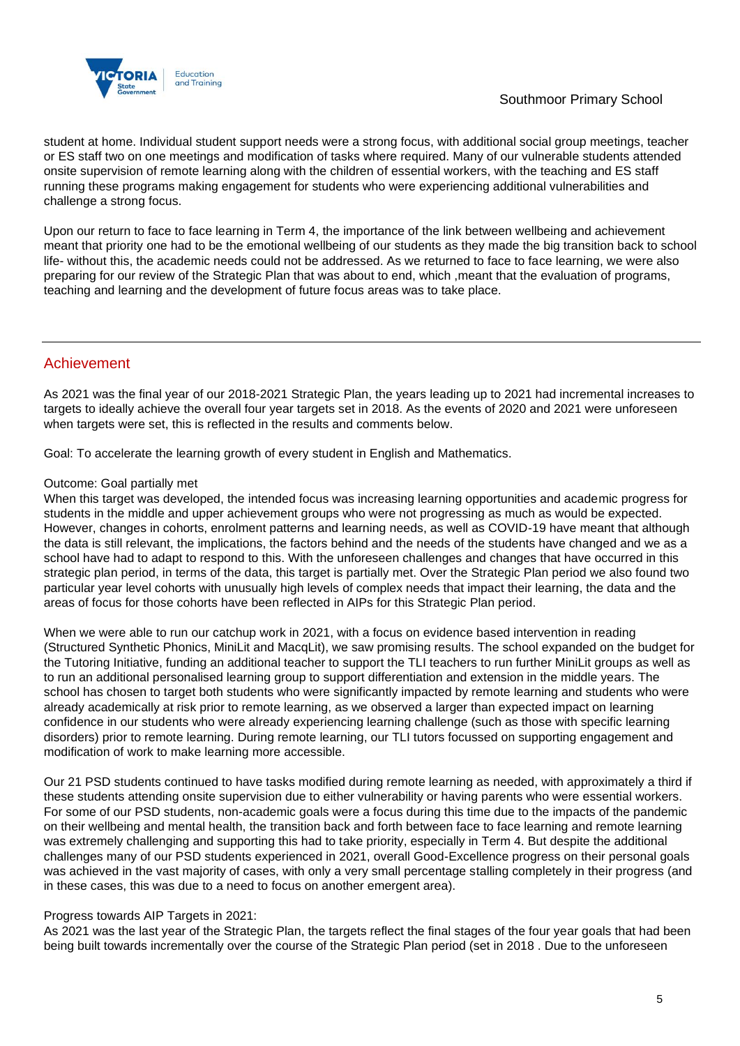student at home. Individual student support needs were a strong focus, with additional social group meetings, teacher or ES staff two on one meetings and modification of tasks where required. Many of our vulnerable students attended onsite supervision of remote learning along with the children of essential workers, with the teaching and ES staff running these programs making engagement for students who were experiencing additional vulnerabilities and challenge a strong focus.

Upon our return to face to face learning in Term 4, the importance of the link between wellbeing and achievement meant that priority one had to be the emotional wellbeing of our students as they made the big transition back to school life- without this, the academic needs could not be addressed. As we returned to face to face learning, we were also preparing for our review of the Strategic Plan that was about to end, which ,meant that the evaluation of programs, teaching and learning and the development of future focus areas was to take place.

## Achievement

As 2021 was the final year of our 2018-2021 Strategic Plan, the years leading up to 2021 had incremental increases to targets to ideally achieve the overall four year targets set in 2018. As the events of 2020 and 2021 were unforeseen when targets were set, this is reflected in the results and comments below.

Goal: To accelerate the learning growth of every student in English and Mathematics.

Outcome: Goal partially met

When this target was developed, the intended focus was increasing learning opportunities and academic progress for students in the middle and upper achievement groups who were not progressing as much as would be expected. However, changes in cohorts, enrolment patterns and learning needs, as well as COVID-19 have meant that although the data is still relevant, the implications, the factors behind and the needs of the students have changed and we as a school have had to adapt to respond to this. With the unforeseen challenges and changes that have occurred in this strategic plan period, in terms of the data, this target is partially met. Over the Strategic Plan period we also found two particular year level cohorts with unusually high levels of complex needs that impact their learning, the data and the areas of focus for those cohorts have been reflected in AIPs for this Strategic Plan period.

When we were able to run our catchup work in 2021, with a focus on evidence based intervention in reading (Structured Synthetic Phonics, MiniLit and MacqLit), we saw promising results. The school expanded on the budget for the Tutoring Initiative, funding an additional teacher to support the TLI teachers to run further MiniLit groups as well as to run an additional personalised learning group to support differentiation and extension in the middle years. The school has chosen to target both students who were significantly impacted by remote learning and students who were already academically at risk prior to remote learning, as we observed a larger than expected impact on learning confidence in our students who were already experiencing learning challenge (such as those with specific learning disorders) prior to remote learning. During remote learning, our TLI tutors focussed on supporting engagement and modification of work to make learning more accessible.

Our 21 PSD students continued to have tasks modified during remote learning as needed, with approximately a third if these students attending onsite supervision due to either vulnerability or having parents who were essential workers. For some of our PSD students, non-academic goals were a focus during this time due to the impacts of the pandemic on their wellbeing and mental health, the transition back and forth between face to face learning and remote learning was extremely challenging and supporting this had to take priority, especially in Term 4. But despite the additional challenges many of our PSD students experienced in 2021, overall Good-Excellence progress on their personal goals was achieved in the vast majority of cases, with only a very small percentage stalling completely in their progress (and in these cases, this was due to a need to focus on another emergent area).

Progress towards AIP Targets in 2021:

As 2021 was the last year of the Strategic Plan, the targets reflect the final stages of the four year goals that had been being built towards incrementally over the course of the Strategic Plan period (set in 2018 . Due to the unforeseen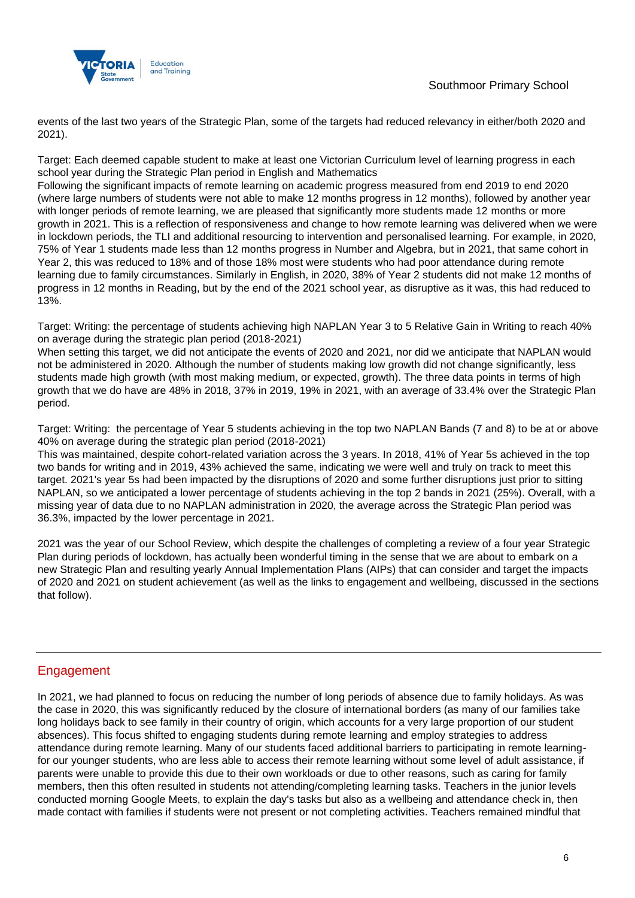events of the last two years of the Strategic Plan, some of the targets had reduced relevancy in either/both 2020 and 2021).

Target: Each deemed capable student to make at least one Victorian Curriculum level of learning progress in each school year during the Strategic Plan period in English and Mathematics
Following the significant impacts of remote learning on academic progress measured from end 2019 to end 2020 (where large numbers of students were not able to make 12 months progress in 12 months), followed by another year with longer periods of remote learning, we are pleased that significantly more students made 12 months or more growth in 2021. This is a reflection of responsiveness and change to how remote learning was delivered when we were in lockdown periods, the TLI and additional resourcing to intervention and personalised learning. For example, in 2020, 75% of Year 1 students made less than 12 months progress in Number and Algebra, but in 2021, that same cohort in Year 2, this was reduced to 18% and of those 18% most were students who had poor attendance during remote learning due to family circumstances. Similarly in English, in 2020, 38% of Year 2 students did not make 12 months of progress in 12 months in Reading, but by the end of the 2021 school year, as disruptive as it was, this had reduced to 13%.

Target: Writing: the percentage of students achieving high NAPLAN Year 3 to 5 Relative Gain in Writing to reach 40% on average during the strategic plan period (2018-2021)
When setting this target, we did not anticipate the events of 2020 and 2021, nor did we anticipate that NAPLAN would not be administered in 2020. Although the number of students making low growth did not change significantly, less students made high growth (with most making medium, or expected, growth). The three data points in terms of high growth that we do have are 48% in 2018, 37% in 2019, 19% in 2021, with an average of 33.4% over the Strategic Plan period.

Target: Writing: the percentage of Year 5 students achieving in the top two NAPLAN Bands (7 and 8) to be at or above 40% on average during the strategic plan period (2018-2021)
This was maintained, despite cohort-related variation across the 3 years. In 2018, 41% of Year 5s achieved in the top two bands for writing and in 2019, 43% achieved the same, indicating we were well and truly on track to meet this target. 2021's year 5s had been impacted by the disruptions of 2020 and some further disruptions just prior to sitting NAPLAN, so we anticipated a lower percentage of students achieving in the top 2 bands in 2021 (25%). Overall, with a missing year of data due to no NAPLAN administration in 2020, the average across the Strategic Plan period was 36.3%, impacted by the lower percentage in 2021.

2021 was the year of our School Review, which despite the challenges of completing a review of a four year Strategic Plan during periods of lockdown, has actually been wonderful timing in the sense that we are about to embark on a new Strategic Plan and resulting yearly Annual Implementation Plans (AIPs) that can consider and target the impacts of 2020 and 2021 on student achievement (as well as the links to engagement and wellbeing, discussed in the sections that follow).

## Engagement

In 2021, we had planned to focus on reducing the number of long periods of absence due to family holidays. As was the case in 2020, this was significantly reduced by the closure of international borders (as many of our families take long holidays back to see family in their country of origin, which accounts for a very large proportion of our student absences). This focus shifted to engaging students during remote learning and employ strategies to address attendance during remote learning. Many of our students faced additional barriers to participating in remote learning- for our younger students, who are less able to access their remote learning without some level of adult assistance, if parents were unable to provide this due to their own workloads or due to other reasons, such as caring for family members, then this often resulted in students not attending/completing learning tasks. Teachers in the junior levels conducted morning Google Meets, to explain the day's tasks but also as a wellbeing and attendance check in, then made contact with families if students were not present or not completing activities. Teachers remained mindful that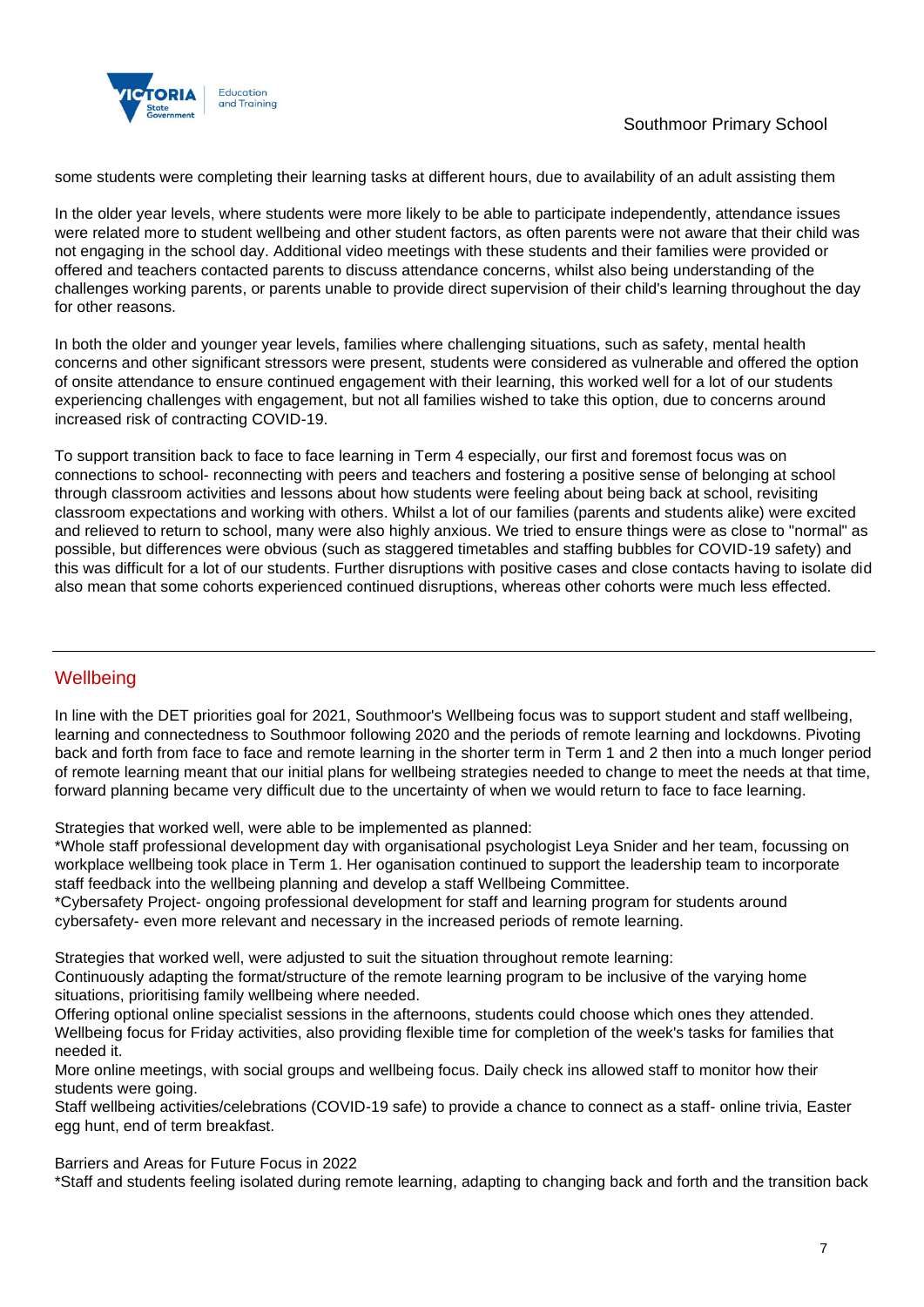some students were completing their learning tasks at different hours, due to availability of an adult assisting them

In the older year levels, where students were more likely to be able to participate independently, attendance issues were related more to student wellbeing and other student factors, as often parents were not aware that their child was not engaging in the school day. Additional video meetings with these students and their families were provided or offered and teachers contacted parents to discuss attendance concerns, whilst also being understanding of the challenges working parents, or parents unable to provide direct supervision of their child's learning throughout the day for other reasons.

In both the older and younger year levels, families where challenging situations, such as safety, mental health concerns and other significant stressors were present, students were considered as vulnerable and offered the option of onsite attendance to ensure continued engagement with their learning, this worked well for a lot of our students experiencing challenges with engagement, but not all families wished to take this option, due to concerns around increased risk of contracting COVID-19.

To support transition back to face to face learning in Term 4 especially, our first and foremost focus was on connections to school- reconnecting with peers and teachers and fostering a positive sense of belonging at school through classroom activities and lessons about how students were feeling about being back at school, revisiting classroom expectations and working with others. Whilst a lot of our families (parents and students alike) were excited and relieved to return to school, many were also highly anxious. We tried to ensure things were as close to "normal" as possible, but differences were obvious (such as staggered timetables and staffing bubbles for COVID-19 safety) and this was difficult for a lot of our students. Further disruptions with positive cases and close contacts having to isolate did also mean that some cohorts experienced continued disruptions, whereas other cohorts were much less effected.

## Wellbeing

In line with the DET priorities goal for 2021, Southmoor's Wellbeing focus was to support student and staff wellbeing, learning and connectedness to Southmoor following 2020 and the periods of remote learning and lockdowns. Pivoting back and forth from face to face and remote learning in the shorter term in Term 1 and 2 then into a much longer period of remote learning meant that our initial plans for wellbeing strategies needed to change to meet the needs at that time, forward planning became very difficult due to the uncertainty of when we would return to face to face learning.

Strategies that worked well, were able to be implemented as planned:
*Whole staff professional development day with organisational psychologist Leya Snider and her team, focussing on workplace wellbeing took place in Term 1. Her oganisation continued to support the leadership team to incorporate staff feedback into the wellbeing planning and develop a staff Wellbeing Committee.
*Cybersafety Project- ongoing professional development for staff and learning program for students around cybersafety- even more relevant and necessary in the increased periods of remote learning.

Strategies that worked well, were adjusted to suit the situation throughout remote learning:
Continuously adapting the format/structure of the remote learning program to be inclusive of the varying home situations, prioritising family wellbeing where needed.
Offering optional online specialist sessions in the afternoons, students could choose which ones they attended.
Wellbeing focus for Friday activities, also providing flexible time for completion of the week's tasks for families that needed it.
More online meetings, with social groups and wellbeing focus. Daily check ins allowed staff to monitor how their students were going.
Staff wellbeing activities/celebrations (COVID-19 safe) to provide a chance to connect as a staff- online trivia, Easter egg hunt, end of term breakfast.

Barriers and Areas for Future Focus in 2022
*Staff and students feeling isolated during remote learning, adapting to changing back and forth and the transition back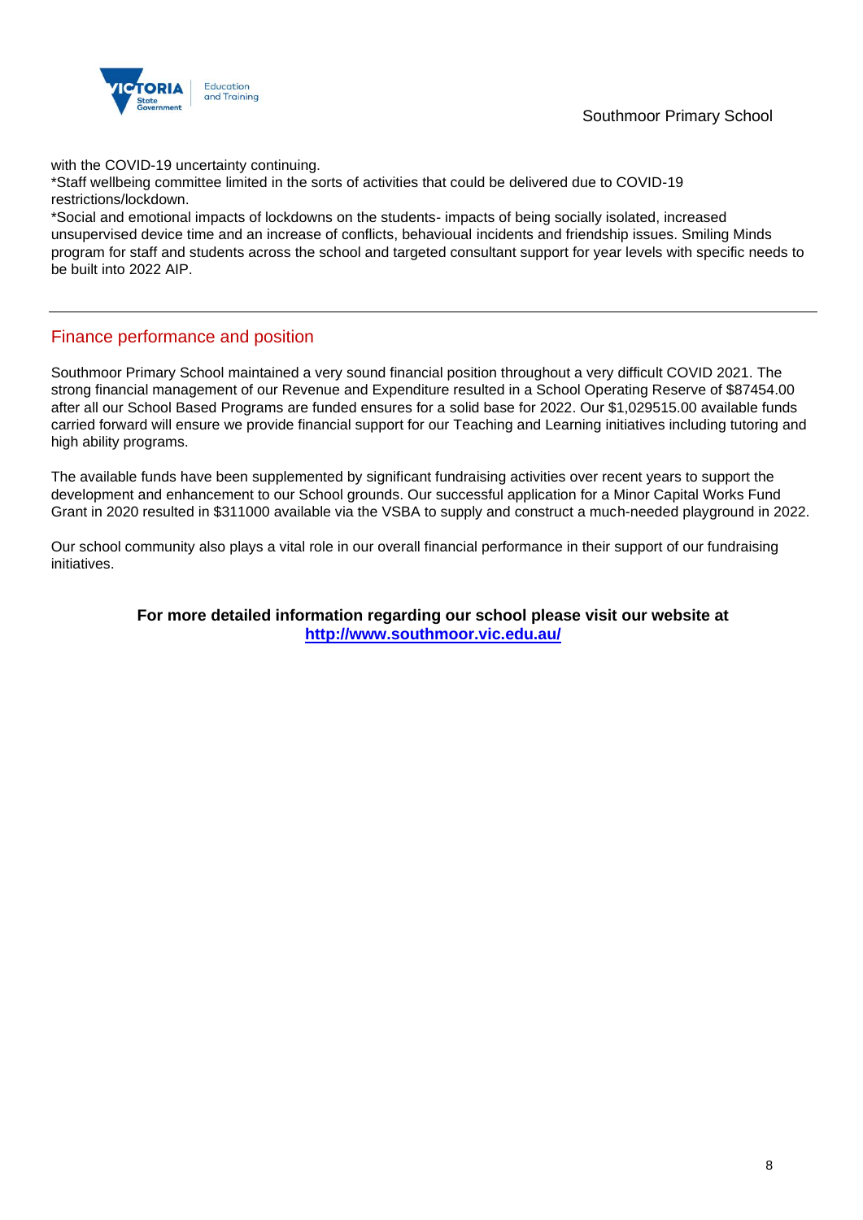with the COVID-19 uncertainty continuing.
*Staff wellbeing committee limited in the sorts of activities that could be delivered due to COVID-19 restrictions/lockdown.
*Social and emotional impacts of lockdowns on the students- impacts of being socially isolated, increased unsupervised device time and an increase of conflicts, behavioural incidents and friendship issues. Smiling Minds program for staff and students across the school and targeted consultant support for year levels with specific needs to be built into 2022 AIP.

---

## Finance performance and position

Southmoor Primary School maintained a very sound financial position throughout a very difficult COVID 2021. The strong financial management of our Revenue and Expenditure resulted in a School Operating Reserve of $87454.00 after all our School Based Programs are funded ensures for a solid base for 2022. Our $1,029515.00 available funds carried forward will ensure we provide financial support for our Teaching and Learning initiatives including tutoring and high ability programs.

The available funds have been supplemented by significant fundraising activities over recent years to support the development and enhancement to our School grounds. Our successful application for a Minor Capital Works Fund Grant in 2020 resulted in $311000 available via the VSBA to supply and construct a much-needed playground in 2022.

Our school community also plays a vital role in our overall financial performance in their support of our fundraising initiatives.

**For more detailed information regarding our school please visit our website at [http://www.southmoor.vic.edu.au/](http://www.southmoor.vic.edu.au/)**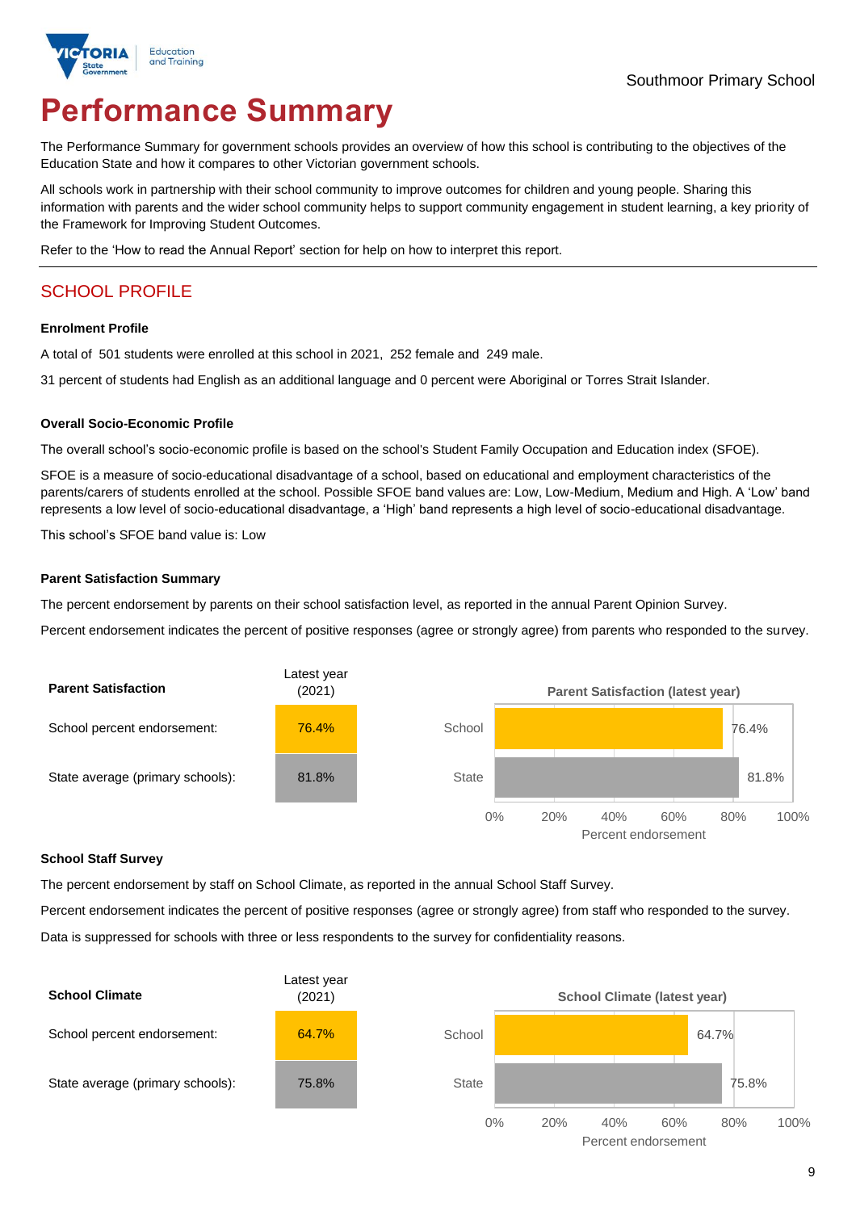Southmoor Primary School

# Performance Summary

The Performance Summary for government schools provides an overview of how this school is contributing to the objectives of the Education State and how it compares to other Victorian government schools.

All schools work in partnership with their school community to improve outcomes for children and young people. Sharing this information with parents and the wider school community helps to support community engagement in student learning, a key priority of the Framework for Improving Student Outcomes.

Refer to the 'How to read the Annual Report' section for help on how to interpret this report.

## SCHOOL PROFILE

### Enrolment Profile

A total of 501 students were enrolled at this school in 2021, 252 female and 249 male.

31 percent of students had English as an additional language and 0 percent were Aboriginal or Torres Strait Islander.

### Overall Socio-Economic Profile

The overall school's socio-economic profile is based on the school's Student Family Occupation and Education index (SFOE).

SFOE is a measure of socio-educational disadvantage of a school, based on educational and employment characteristics of the parents/carers of students enrolled at the school. Possible SFOE band values are: Low, Low-Medium, Medium and High. A 'Low' band represents a low level of socio-educational disadvantage, a 'High' band represents a high level of socio-educational disadvantage.

This school's SFOE band value is: Low

### Parent Satisfaction Summary

The percent endorsement by parents on their school satisfaction level, as reported in the annual Parent Opinion Survey.

Percent endorsement indicates the percent of positive responses (agree or strongly agree) from parents who responded to the survey.

| Parent Satisfaction | Latest year (2021) |
|---|---|
| School percent endorsement: | 76.4% |
| State average (primary schools): | 81.8% |

**Parent Satisfaction (latest year)**

| | Percent endorsement |
|---|---|
| School | 76.4% |
| State | 81.8% |

### School Staff Survey

The percent endorsement by staff on School Climate, as reported in the annual School Staff Survey.

Percent endorsement indicates the percent of positive responses (agree or strongly agree) from staff who responded to the survey.

Data is suppressed for schools with three or less respondents to the survey for confidentiality reasons.

| School Climate | Latest year (2021) |
|---|---|
| School percent endorsement: | 64.7% |
| State average (primary schools): | 75.8% |

**School Climate (latest year)**

| | Percent endorsement |
|---|---|
| School | 64.7% |
| State | 75.8% |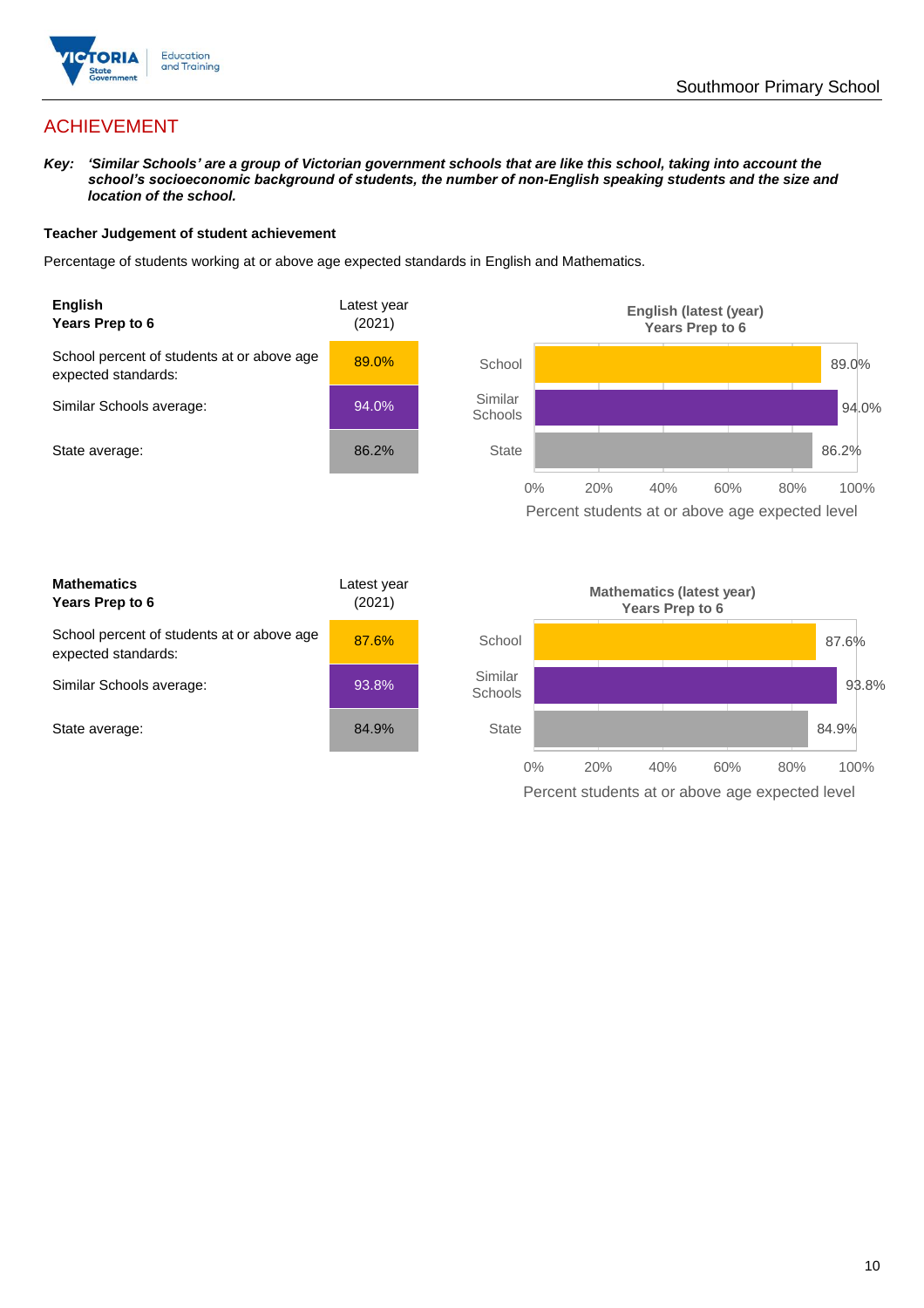## ACHIEVEMENT

***Key:*** ***'Similar Schools' are a group of Victorian government schools that are like this school, taking into account the school's socioeconomic background of students, the number of non-English speaking students and the size and location of the school.***

**Teacher Judgement of student achievement**

Percentage of students working at or above age expected standards in English and Mathematics.

| **English** **Years Prep to 6** | Latest year (2021) |
|---|---|
| School percent of students at or above age expected standards: | 89.0% |
| Similar Schools average: | 94.0% |
| State average: | 86.2% |

**English (latest (year) Years Prep to 6**

| | Percent students at or above age expected level |
|---|---|
| School | 89.0% |
| Similar Schools | 94.0% |
| State | 86.2% |

| **Mathematics** **Years Prep to 6** | Latest year (2021) |
|---|---|
| School percent of students at or above age expected standards: | 87.6% |
| Similar Schools average: | 93.8% |
| State average: | 84.9% |

**Mathematics (latest year) Years Prep to 6**

| | Percent students at or above age expected level |
|---|---|
| School | 87.6% |
| Similar Schools | 93.8% |
| State | 84.9% |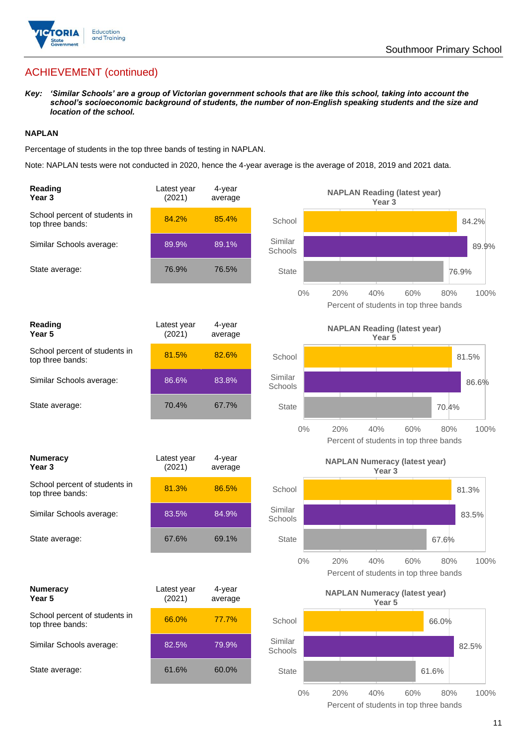## ACHIEVEMENT (continued)

***Key:*** ***'Similar Schools' are a group of Victorian government schools that are like this school, taking into account the school's socioeconomic background of students, the number of non-English speaking students and the size and location of the school.***

### NAPLAN

Percentage of students in the top three bands of testing in NAPLAN.

Note: NAPLAN tests were not conducted in 2020, hence the 4-year average is the average of 2018, 2019 and 2021 data.

| Reading Year 3 | Latest year (2021) | 4-year average |
|---|---|---|
| School percent of students in top three bands: | 84.2% | 85.4% |
| Similar Schools average: | 89.9% | 89.1% |
| State average: | 76.9% | 76.5% |

**NAPLAN Reading (latest year) Year 3**

| | Percent of students in top three bands |
|---|---|
| School | 84.2% |
| Similar Schools | 89.9% |
| State | 76.9% |

| Reading Year 5 | Latest year (2021) | 4-year average |
|---|---|---|
| School percent of students in top three bands: | 81.5% | 82.6% |
| Similar Schools average: | 86.6% | 83.8% |
| State average: | 70.4% | 67.7% |

**NAPLAN Reading (latest year) Year 5**

| | Percent of students in top three bands |
|---|---|
| School | 81.5% |
| Similar Schools | 86.6% |
| State | 70.4% |

| Numeracy Year 3 | Latest year (2021) | 4-year average |
|---|---|---|
| School percent of students in top three bands: | 81.3% | 86.5% |
| Similar Schools average: | 83.5% | 84.9% |
| State average: | 67.6% | 69.1% |

**NAPLAN Numeracy (latest year) Year 3**

| | Percent of students in top three bands |
|---|---|
| School | 81.3% |
| Similar Schools | 83.5% |
| State | 67.6% |

| Numeracy Year 5 | Latest year (2021) | 4-year average |
|---|---|---|
| School percent of students in top three bands: | 66.0% | 77.7% |
| Similar Schools average: | 82.5% | 79.9% |
| State average: | 61.6% | 60.0% |

**NAPLAN Numeracy (latest year) Year 5**

| | Percent of students in top three bands |
|---|---|
| School | 66.0% |
| Similar Schools | 82.5% |
| State | 61.6% |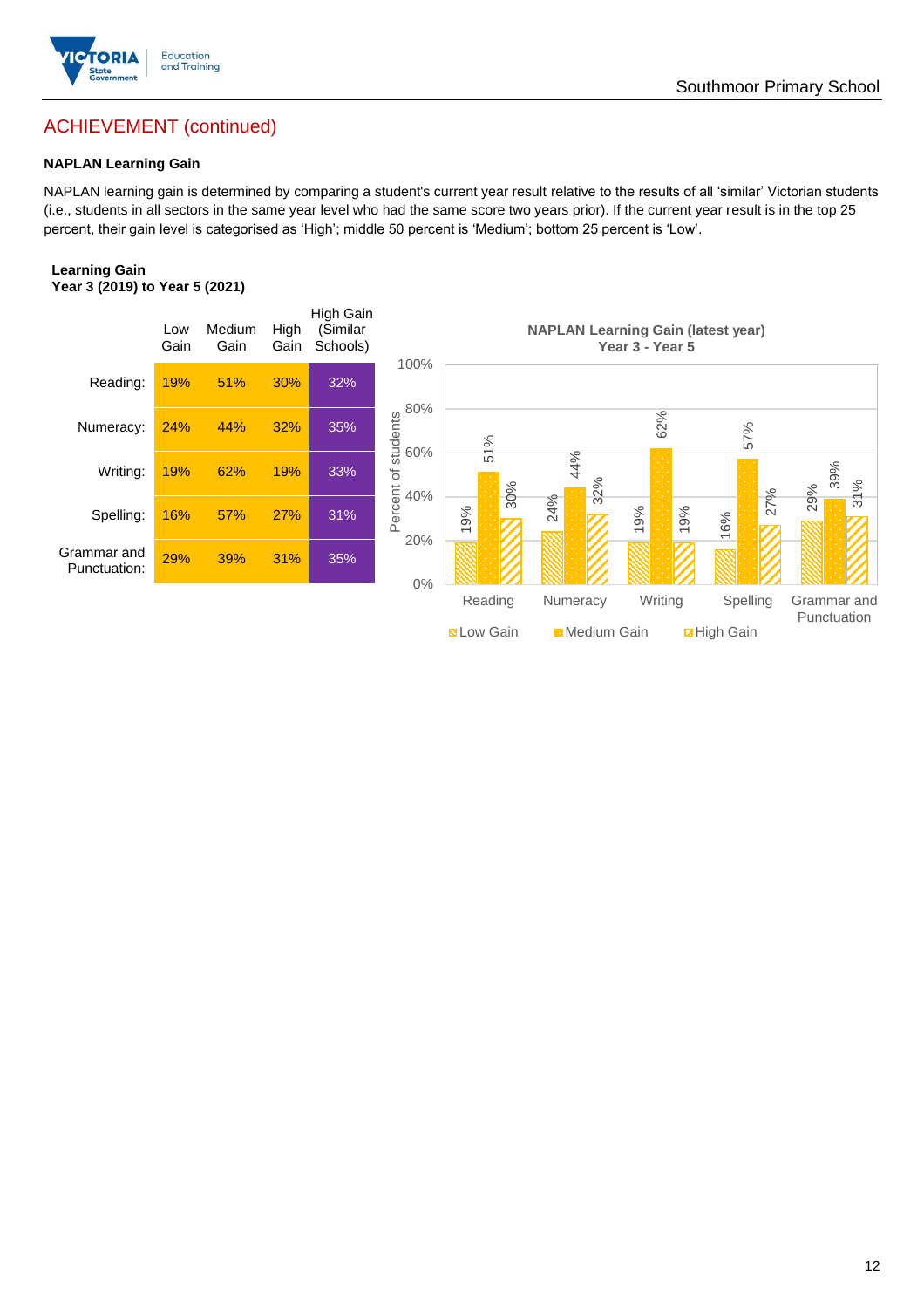## ACHIEVEMENT (continued)

### NAPLAN Learning Gain

NAPLAN learning gain is determined by comparing a student's current year result relative to the results of all 'similar' Victorian students (i.e., students in all sectors in the same year level who had the same score two years prior). If the current year result is in the top 25 percent, their gain level is categorised as 'High'; middle 50 percent is 'Medium'; bottom 25 percent is 'Low'.

**Learning Gain**
**Year 3 (2019) to Year 5 (2021)**

| | Low Gain | Medium Gain | High Gain | High Gain (Similar Schools) |
|---|---|---|---|---|
| Reading: | 19% | 51% | 30% | 32% |
| Numeracy: | 24% | 44% | 32% | 35% |
| Writing: | 19% | 62% | 19% | 33% |
| Spelling: | 16% | 57% | 27% | 31% |
| Grammar and Punctuation: | 29% | 39% | 31% | 35% |

**NAPLAN Learning Gain (latest year)**
**Year 3 - Year 5**

| | Low Gain | Medium Gain | High Gain |
|---|---|---|---|
| Reading | 19% | 51% | 30% |
| Numeracy | 24% | 44% | 32% |
| Writing | 19% | 62% | 19% |
| Spelling | 16% | 57% | 27% |
| Grammar and Punctuation | 29% | 39% | 31% |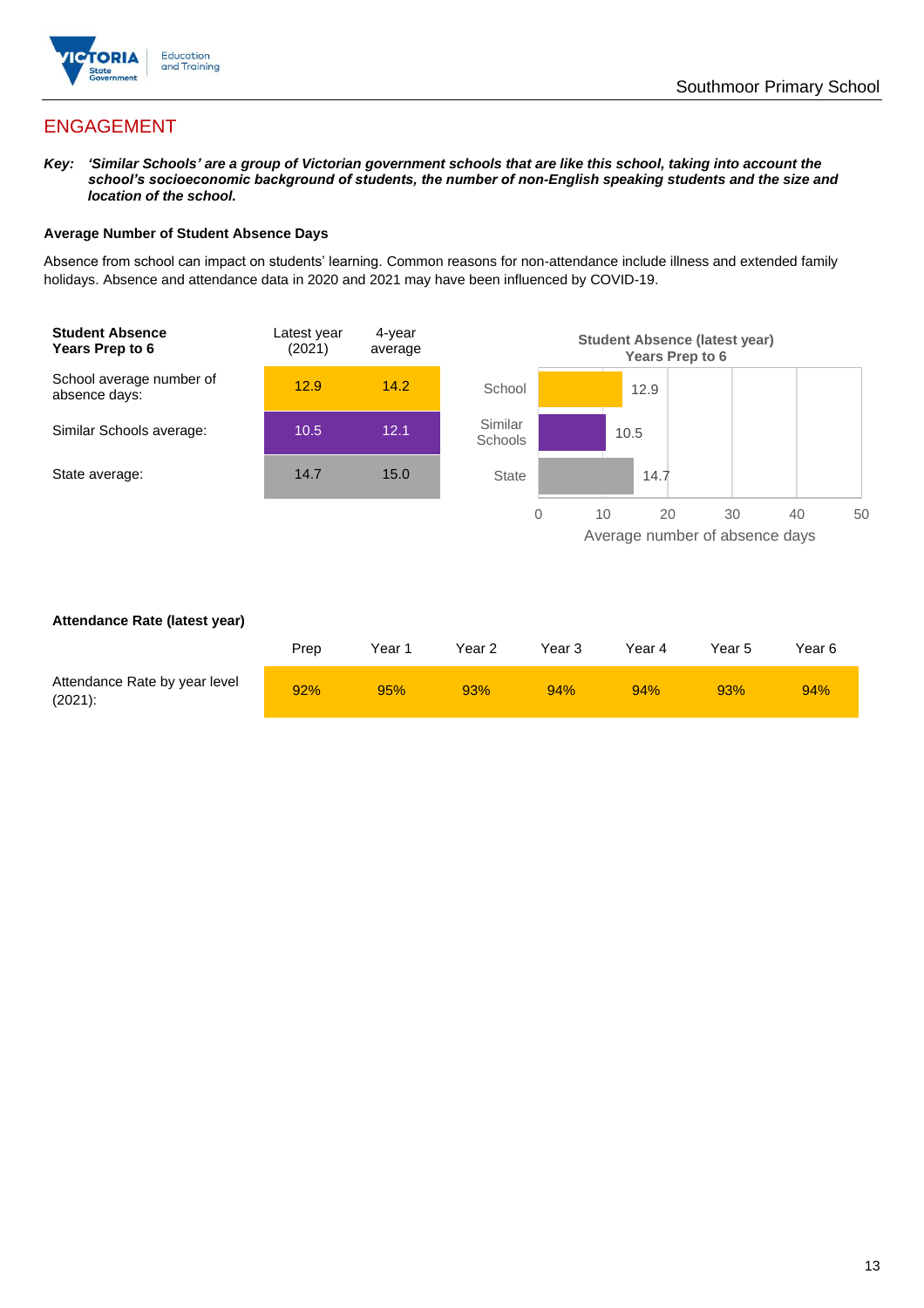## ENGAGEMENT

***Key:** 'Similar Schools' are a group of Victorian government schools that are like this school, taking into account the school's socioeconomic background of students, the number of non-English speaking students and the size and location of the school.*

**Average Number of Student Absence Days**

Absence from school can impact on students' learning. Common reasons for non-attendance include illness and extended family holidays. Absence and attendance data in 2020 and 2021 may have been influenced by COVID-19.

| **Student Absence Years Prep to 6** | Latest year (2021) | 4-year average |
|---|---|---|
| School average number of absence days: | 12.9 | 14.2 |
| Similar Schools average: | 10.5 | 12.1 |
| State average: | 14.7 | 15.0 |

**Student Absence (latest year) Years Prep to 6**

| | Average number of absence days |
|---|---|
| School | 12.9 |
| Similar Schools | 10.5 |
| State | 14.7 |

**Attendance Rate (latest year)**

| | Prep | Year 1 | Year 2 | Year 3 | Year 4 | Year 5 | Year 6 |
|---|---|---|---|---|---|---|---|
| Attendance Rate by year level (2021): | 92% | 95% | 93% | 94% | 94% | 93% | 94% |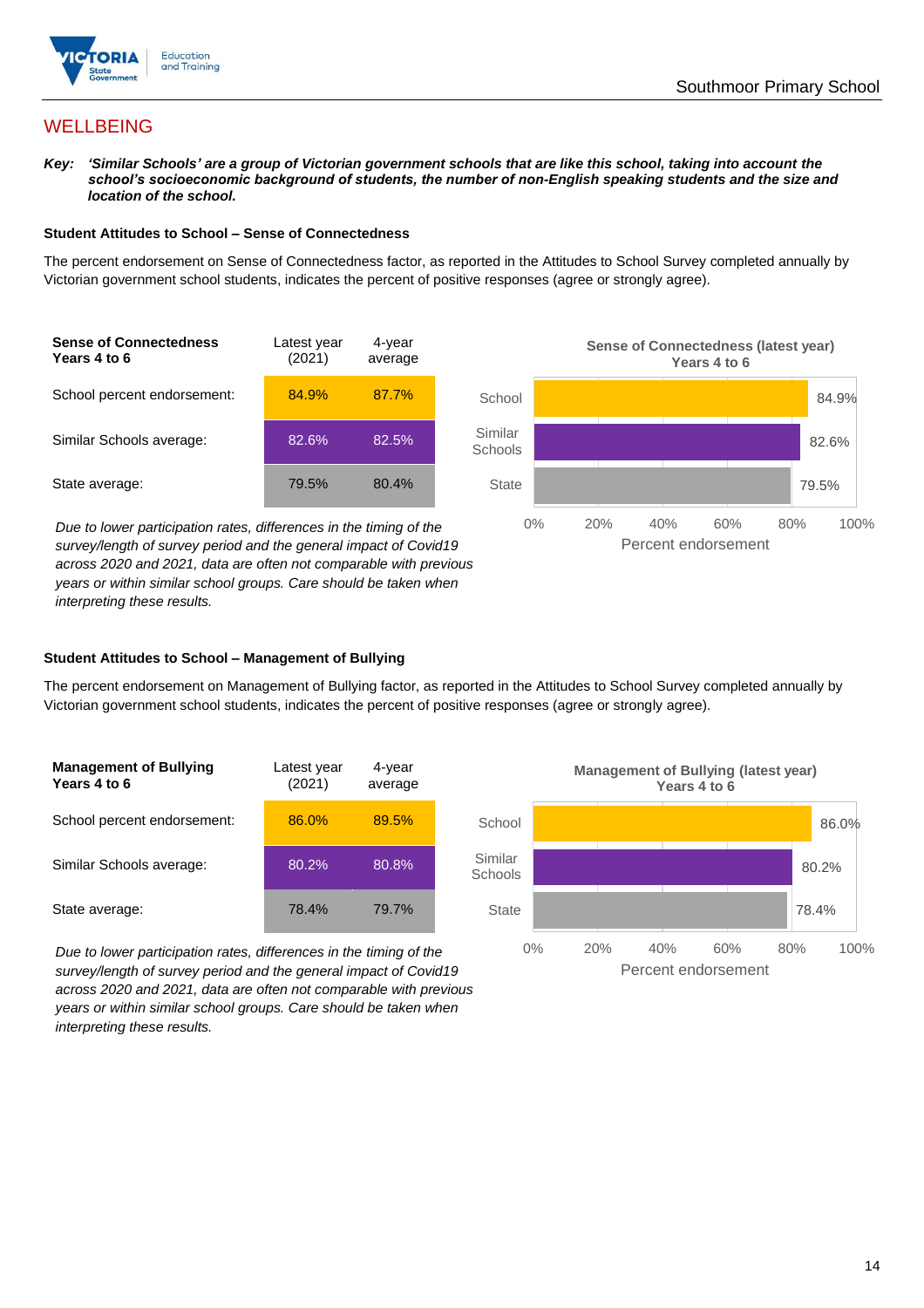# WELLBEING

***Key:*** ***'Similar Schools' are a group of Victorian government schools that are like this school, taking into account the school's socioeconomic background of students, the number of non-English speaking students and the size and location of the school.***

### Student Attitudes to School – Sense of Connectedness

The percent endorsement on Sense of Connectedness factor, as reported in the Attitudes to School Survey completed annually by Victorian government school students, indicates the percent of positive responses (agree or strongly agree).

| Sense of Connectedness Years 4 to 6 | Latest year (2021) | 4-year average |
|---|---|---|
| School percent endorsement: | 84.9% | 87.7% |
| Similar Schools average: | 82.6% | 82.5% |
| State average: | 79.5% | 80.4% |

*Due to lower participation rates, differences in the timing of the survey/length of survey period and the general impact of Covid19 across 2020 and 2021, data are often not comparable with previous years or within similar school groups. Care should be taken when interpreting these results.*

**Sense of Connectedness (latest year) Years 4 to 6**

| | Percent endorsement |
|---|---|
| School | 84.9% |
| Similar Schools | 82.6% |
| State | 79.5% |

### Student Attitudes to School – Management of Bullying

The percent endorsement on Management of Bullying factor, as reported in the Attitudes to School Survey completed annually by Victorian government school students, indicates the percent of positive responses (agree or strongly agree).

| Management of Bullying Years 4 to 6 | Latest year (2021) | 4-year average |
|---|---|---|
| School percent endorsement: | 86.0% | 89.5% |
| Similar Schools average: | 80.2% | 80.8% |
| State average: | 78.4% | 79.7% |

*Due to lower participation rates, differences in the timing of the survey/length of survey period and the general impact of Covid19 across 2020 and 2021, data are often not comparable with previous years or within similar school groups. Care should be taken when interpreting these results.*

**Management of Bullying (latest year) Years 4 to 6**

| | Percent endorsement |
|---|---|
| School | 86.0% |
| Similar Schools | 80.2% |
| State | 78.4% |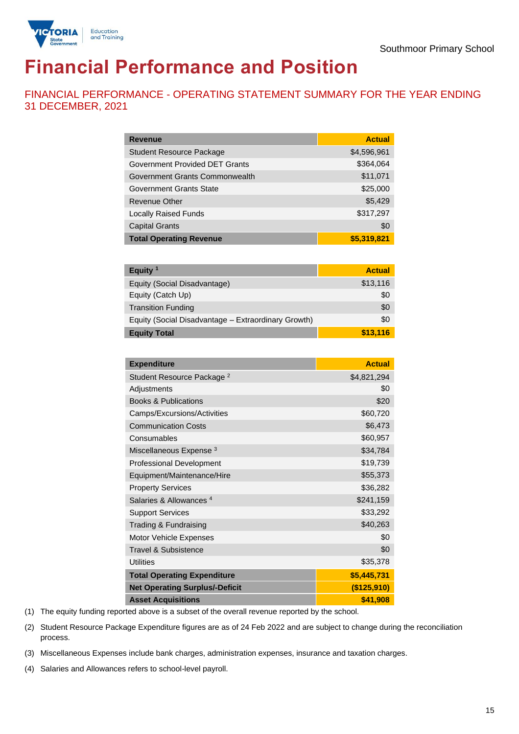Southmoor Primary School

# Financial Performance and Position

## FINANCIAL PERFORMANCE - OPERATING STATEMENT SUMMARY FOR THE YEAR ENDING 31 DECEMBER, 2021

| Revenue | Actual |
|---|---|
| Student Resource Package | $4,596,961 |
| Government Provided DET Grants | $364,064 |
| Government Grants Commonwealth | $11,071 |
| Government Grants State | $25,000 |
| Revenue Other | $5,429 |
| Locally Raised Funds | $317,297 |
| Capital Grants | $0 |
| **Total Operating Revenue** | **$5,319,821** |

| Equity [1] | Actual |
|---|---|
| Equity (Social Disadvantage) | $13,116 |
| Equity (Catch Up) | $0 |
| Transition Funding | $0 |
| Equity (Social Disadvantage – Extraordinary Growth) | $0 |
| **Equity Total** | **$13,116** |

| Expenditure | Actual |
|---|---|
| Student Resource Package [2] | $4,821,294 |
| Adjustments | $0 |
| Books & Publications | $20 |
| Camps/Excursions/Activities | $60,720 |
| Communication Costs | $6,473 |
| Consumables | $60,957 |
| Miscellaneous Expense [3] | $34,784 |
| Professional Development | $19,739 |
| Equipment/Maintenance/Hire | $55,373 |
| Property Services | $36,282 |
| Salaries & Allowances [4] | $241,159 |
| Support Services | $33,292 |
| Trading & Fundraising | $40,263 |
| Motor Vehicle Expenses | $0 |
| Travel & Subsistence | $0 |
| Utilities | $35,378 |
| **Total Operating Expenditure** | **$5,445,731** |
| **Net Operating Surplus/-Deficit** | **($125,910)** |
| **Asset Acquisitions** | **$41,908** |

(1) The equity funding reported above is a subset of the overall revenue reported by the school.

(2) Student Resource Package Expenditure figures are as of 24 Feb 2022 and are subject to change during the reconciliation process.

(3) Miscellaneous Expenses include bank charges, administration expenses, insurance and taxation charges.

(4) Salaries and Allowances refers to school-level payroll.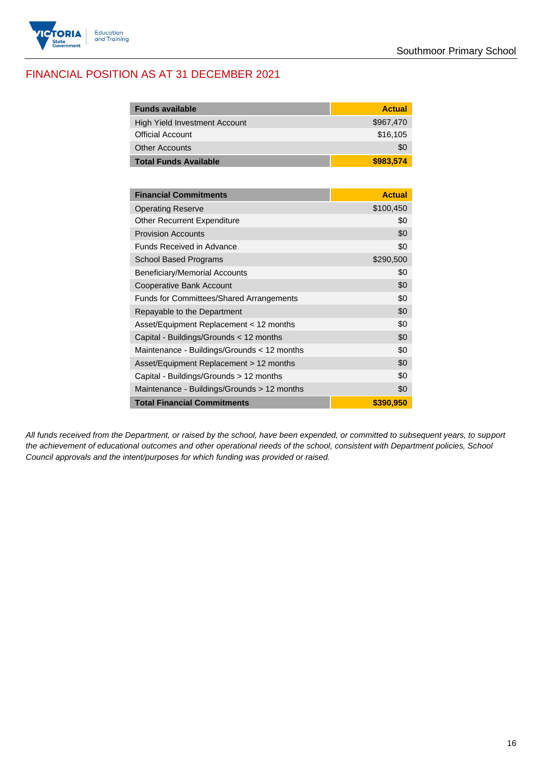# FINANCIAL POSITION AS AT 31 DECEMBER 2021

| Funds available | Actual |
|---|---|
| High Yield Investment Account | $967,470 |
| Official Account | $16,105 |
| Other Accounts | $0 |
| **Total Funds Available** | **$983,574** |

| Financial Commitments | Actual |
|---|---|
| Operating Reserve | $100,450 |
| Other Recurrent Expenditure | $0 |
| Provision Accounts | $0 |
| Funds Received in Advance | $0 |
| School Based Programs | $290,500 |
| Beneficiary/Memorial Accounts | $0 |
| Cooperative Bank Account | $0 |
| Funds for Committees/Shared Arrangements | $0 |
| Repayable to the Department | $0 |
| Asset/Equipment Replacement < 12 months | $0 |
| Capital - Buildings/Grounds < 12 months | $0 |
| Maintenance - Buildings/Grounds < 12 months | $0 |
| Asset/Equipment Replacement > 12 months | $0 |
| Capital - Buildings/Grounds > 12 months | $0 |
| Maintenance - Buildings/Grounds > 12 months | $0 |
| **Total Financial Commitments** | **$390,950** |

*All funds received from the Department, or raised by the school, have been expended, or committed to subsequent years, to support the achievement of educational outcomes and other operational needs of the school, consistent with Department policies, School Council approvals and the intent/purposes for which funding was provided or raised.*